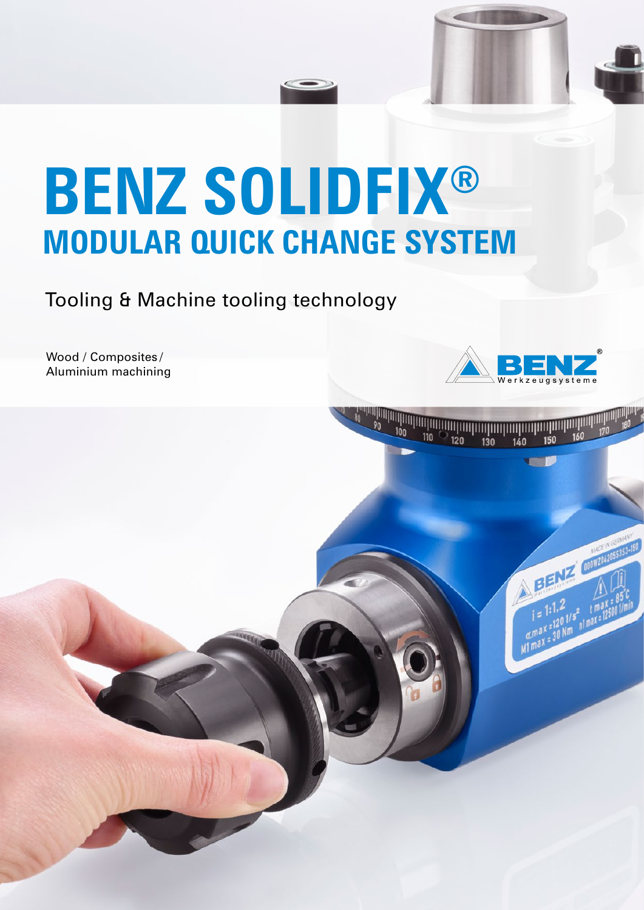# BENZ SOLIDFIX®

## MODULAR QUICK CHANGE SYSTEM

Tooling & Machine tooling technology

Wood / Composites / Aluminium machining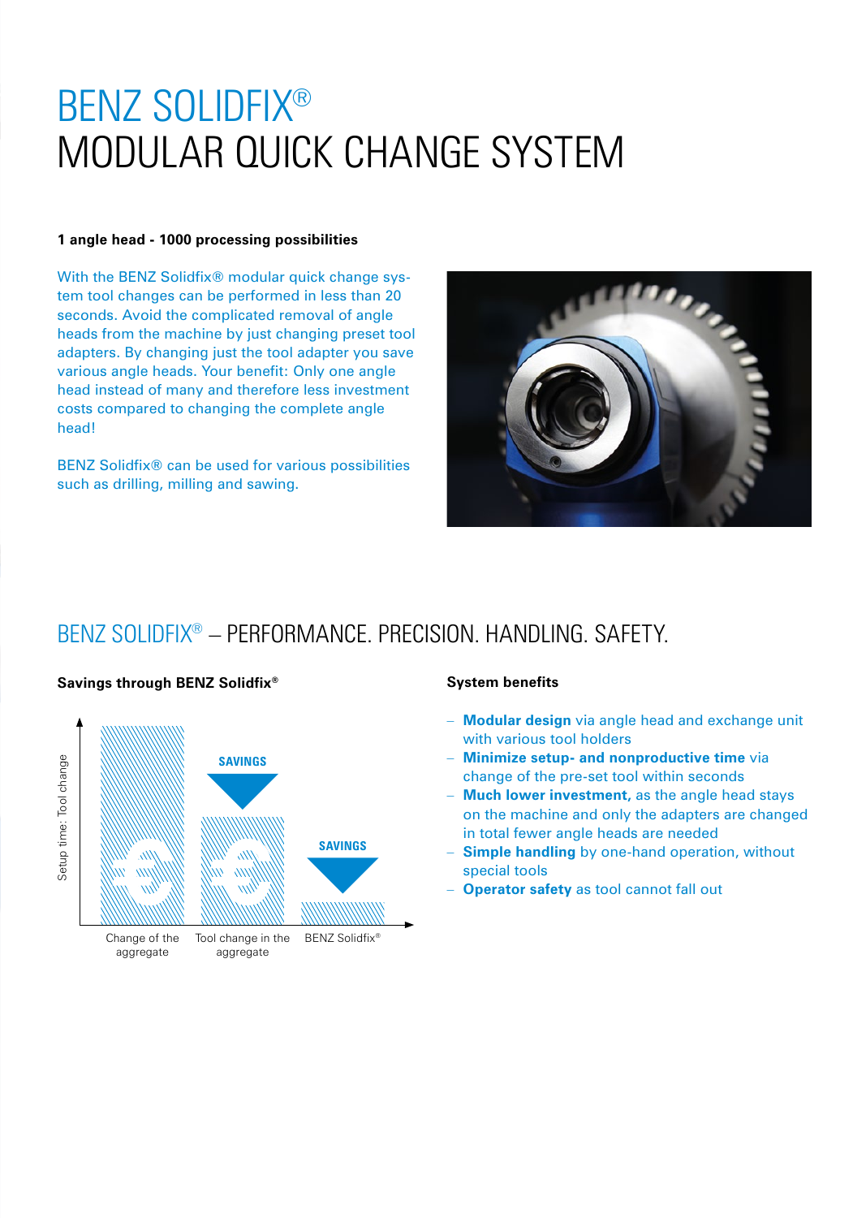# BENZ SOLIDFIX®
# MODULAR QUICK CHANGE SYSTEM

**1 angle head - 1000 processing possibilities**

With the BENZ Solidfix® modular quick change system tool changes can be performed in less than 20 seconds. Avoid the complicated removal of angle heads from the machine by just changing preset tool adapters. By changing just the tool adapter you save various angle heads. Your benefit: Only one angle head instead of many and therefore less investment costs compared to changing the complete angle head!

BENZ Solidfix® can be used for various possibilities such as drilling, milling and sawing.

## BENZ SOLIDFIX® – PERFORMANCE. PRECISION. HANDLING. SAFETY.

**Savings through BENZ Solidfix®**

Setup time: Tool change

SAVINGS

SAVINGS

Change of the aggregate

Tool change in the aggregate

BENZ Solidfix®

**System benefits**

- **Modular design** via angle head and exchange unit with various tool holders
- **Minimize setup- and nonproductive time** via change of the pre-set tool within seconds
- **Much lower investment,** as the angle head stays on the machine and only the adapters are changed in total fewer angle heads are needed
- **Simple handling** by one-hand operation, without special tools
- **Operator safety** as tool cannot fall out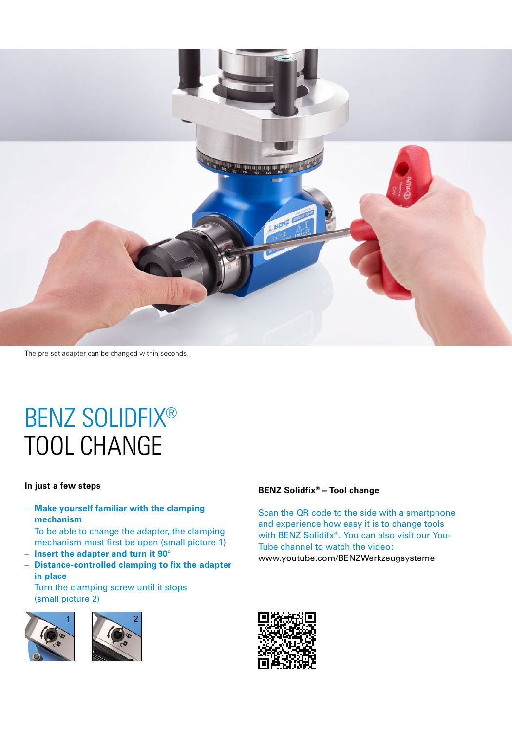The pre-set adapter can be changed within seconds.

# BENZ SOLIDFIX®
# TOOL CHANGE

**In just a few steps**

- **Make yourself familiar with the clamping mechanism**
  To be able to change the adapter, the clamping mechanism must first be open (small picture 1)
- **Insert the adapter and turn it 90°**
- **Distance-controlled clamping to fix the adapter in place**
  Turn the clamping screw until it stops (small picture 2)

1

2

**BENZ Solidfix® – Tool change**

Scan the QR code to the side with a smartphone and experience how easy it is to change tools with BENZ Solidfix®. You can also visit our You-Tube channel to watch the video:
www.youtube.com/BENZWerkzeugsysteme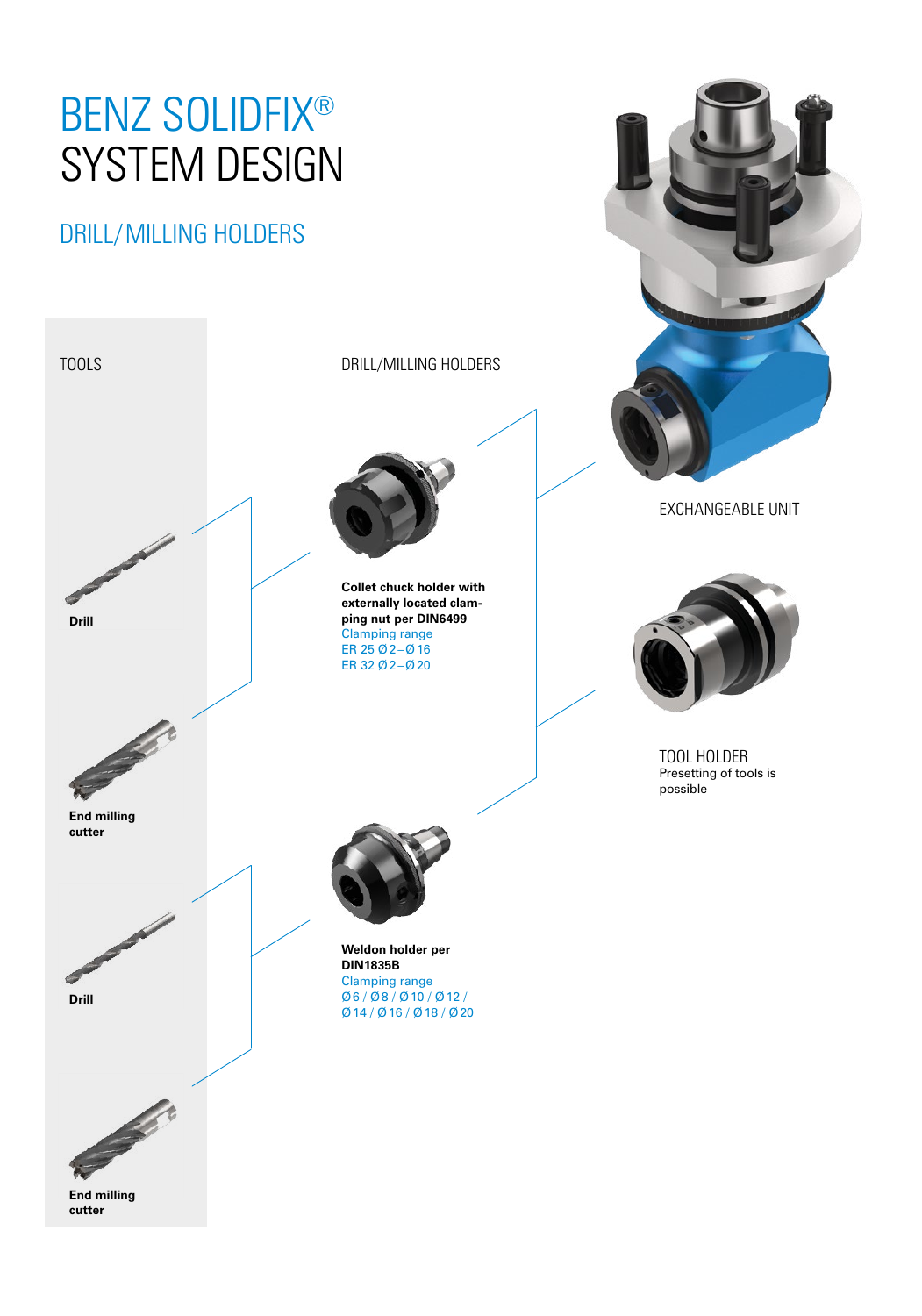# BENZ SOLIDFIX®
# SYSTEM DESIGN

## DRILL/MILLING HOLDERS

TOOLS

DRILL/MILLING HOLDERS

EXCHANGEABLE UNIT

**Drill**

**Collet chuck holder with externally located clamping nut per DIN6499**
Clamping range
ER 25 Ø 2 – Ø 16
ER 32 Ø 2 – Ø 20

TOOL HOLDER
Presetting of tools is possible

**End milling cutter**

**Drill**

**Weldon holder per DIN1835B**
Clamping range
Ø 6 / Ø 8 / Ø 10 / Ø 12 / Ø 14 / Ø 16 / Ø 18 / Ø 20

**End milling cutter**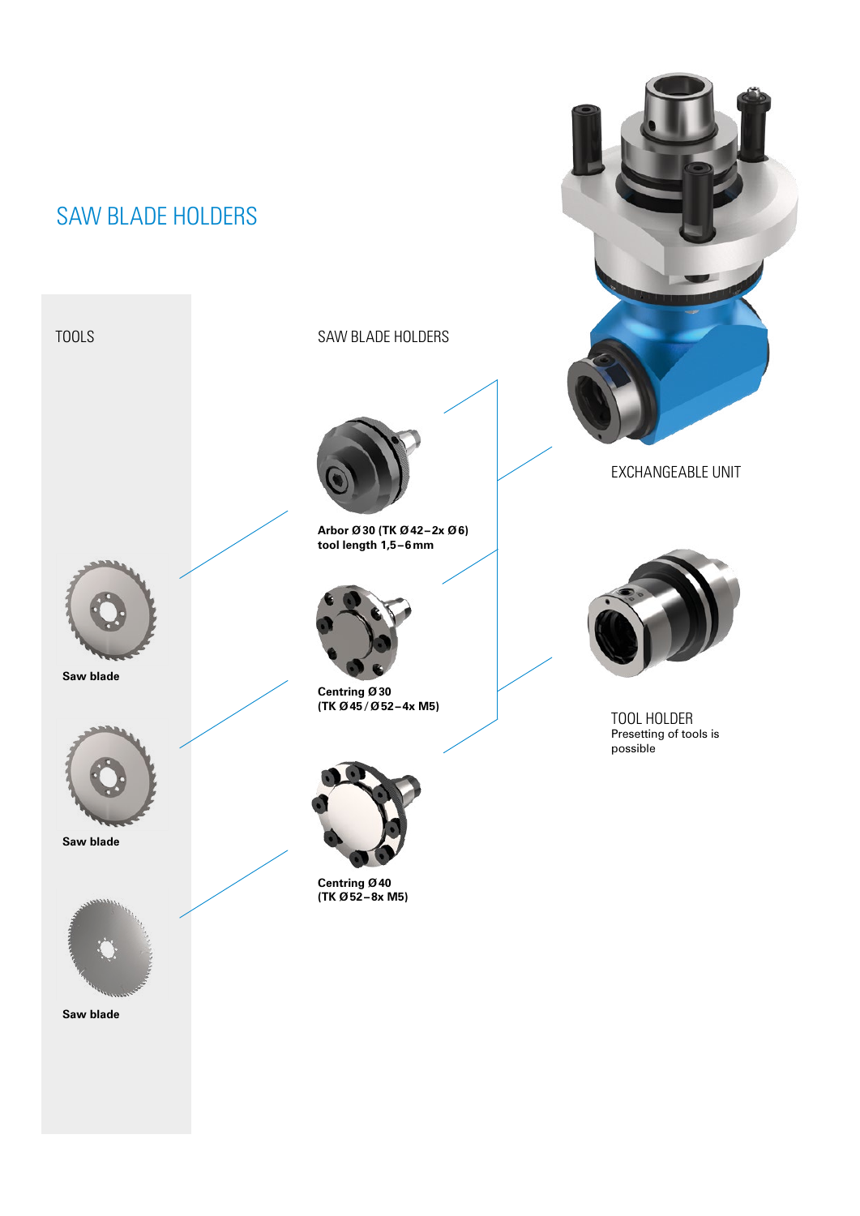# SAW BLADE HOLDERS

## TOOLS

Saw blade

Saw blade

Saw blade

## SAW BLADE HOLDERS

**Arbor Ø 30 (TK Ø 42 – 2x Ø 6)**
**tool length 1,5 – 6 mm**

**Centring Ø 30**
**(TK Ø 45 / Ø 52 – 4x M5)**

**Centring Ø 40**
**(TK Ø 52 – 8x M5)**

EXCHANGEABLE UNIT

TOOL HOLDER

Presetting of tools is possible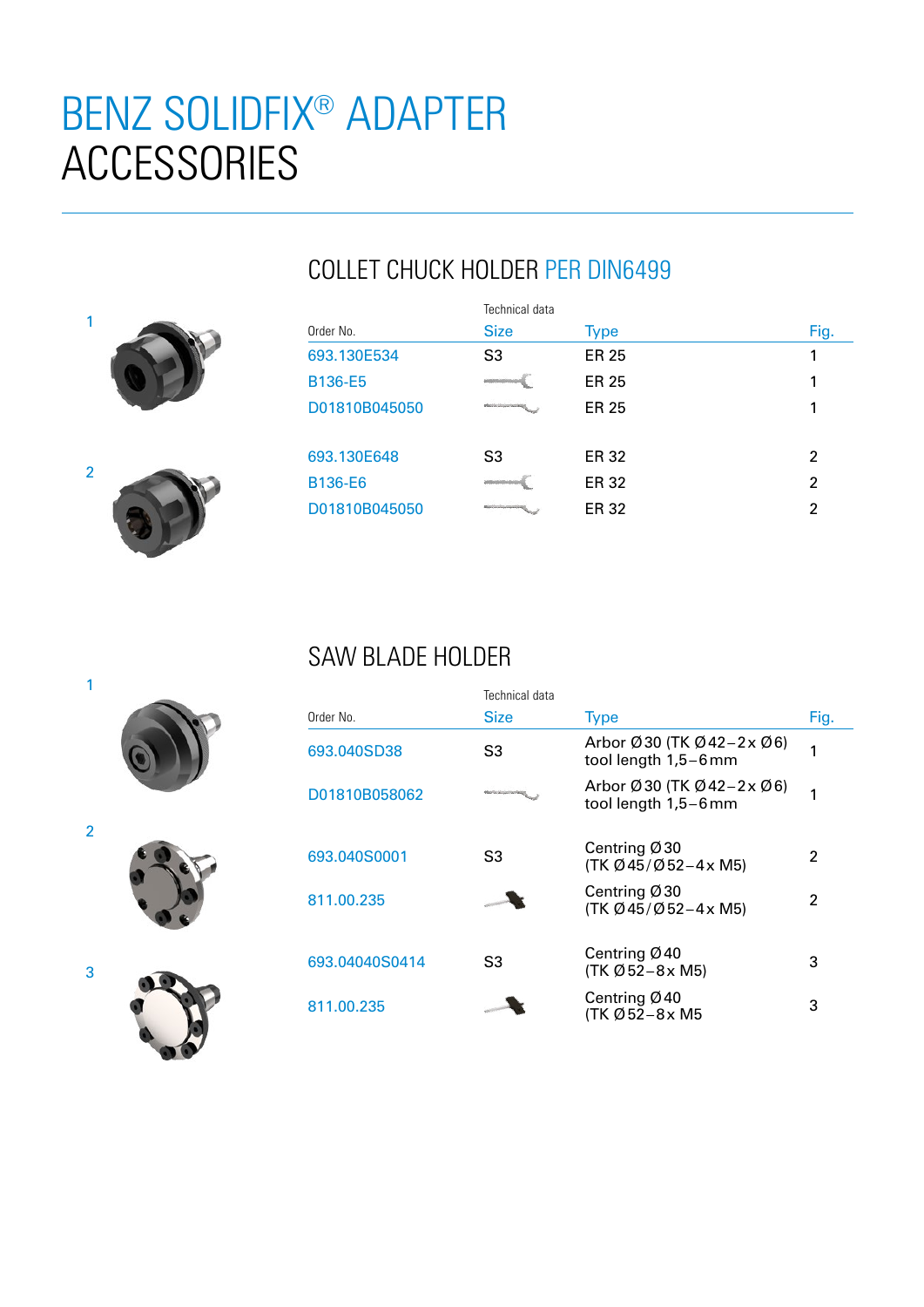# BENZ SOLIDFIX® ADAPTER ACCESSORIES

## COLLET CHUCK HOLDER PER DIN6499

| Order No. | Technical data Size | Type | Fig. |
|---|---|---|---|
| 693.130E534 | S3 | ER 25 | 1 |
| B136-E5 | | ER 25 | 1 |
| D01810B045050 | | ER 25 | 1 |
| 693.130E648 | S3 | ER 32 | 2 |
| B136-E6 | | ER 32 | 2 |
| D01810B045050 | | ER 32 | 2 |

## SAW BLADE HOLDER

| Order No. | Technical data Size | Type | Fig. |
|---|---|---|---|
| 693.040SD38 | S3 | Arbor Ø 30 (TK Ø 42 – 2 x Ø 6) tool length 1,5 – 6 mm | 1 |
| D01810B058062 | | Arbor Ø 30 (TK Ø 42 – 2 x Ø 6) tool length 1,5 – 6 mm | 1 |
| 693.040S0001 | S3 | Centring Ø 30 (TK Ø 45 / Ø 52 – 4 x M5) | 2 |
| 811.00.235 | | Centring Ø 30 (TK Ø 45 / Ø 52 – 4 x M5) | 2 |
| 693.04040S0414 | S3 | Centring Ø 40 (TK Ø 52 – 8 x M5) | 3 |
| 811.00.235 | | Centring Ø 40 (TK Ø 52 – 8 x M5 | 3 |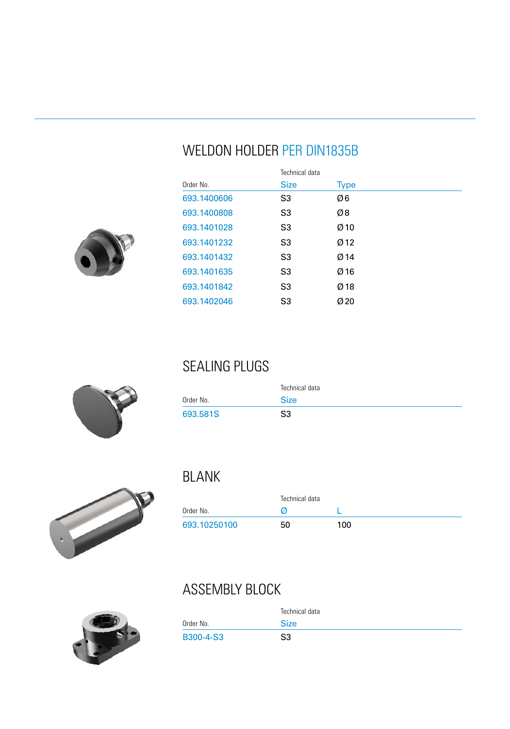## WELDON HOLDER PER DIN1835B

| Order No. | Technical data Size | Type |
|---|---|---|
| 693.1400606 | S3 | Ø6 |
| 693.1400808 | S3 | Ø8 |
| 693.1401028 | S3 | Ø10 |
| 693.1401232 | S3 | Ø12 |
| 693.1401432 | S3 | Ø14 |
| 693.1401635 | S3 | Ø16 |
| 693.1401842 | S3 | Ø18 |
| 693.1402046 | S3 | Ø20 |

## SEALING PLUGS

| Order No. | Technical data Size |
|---|---|
| 693.581S | S3 |

## BLANK

| Order No. | Technical data Ø | L |
|---|---|---|
| 693.10250100 | 50 | 100 |

## ASSEMBLY BLOCK

| Order No. | Technical data Size |
|---|---|
| B300-4-S3 | S3 |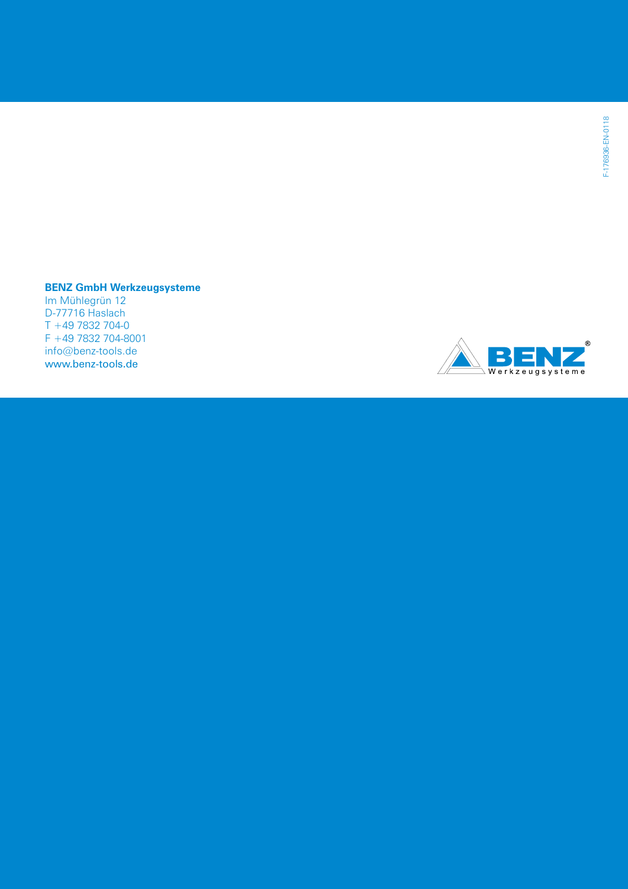F-176936-EN-0118

**BENZ GmbH Werkzeugsysteme**
Im Mühlegrün 12
D-77716 Haslach
T +49 7832 704-0
F +49 7832 704-8001
info@benz-tools.de
www.benz-tools.de

BENZ®
Werkzeugsysteme